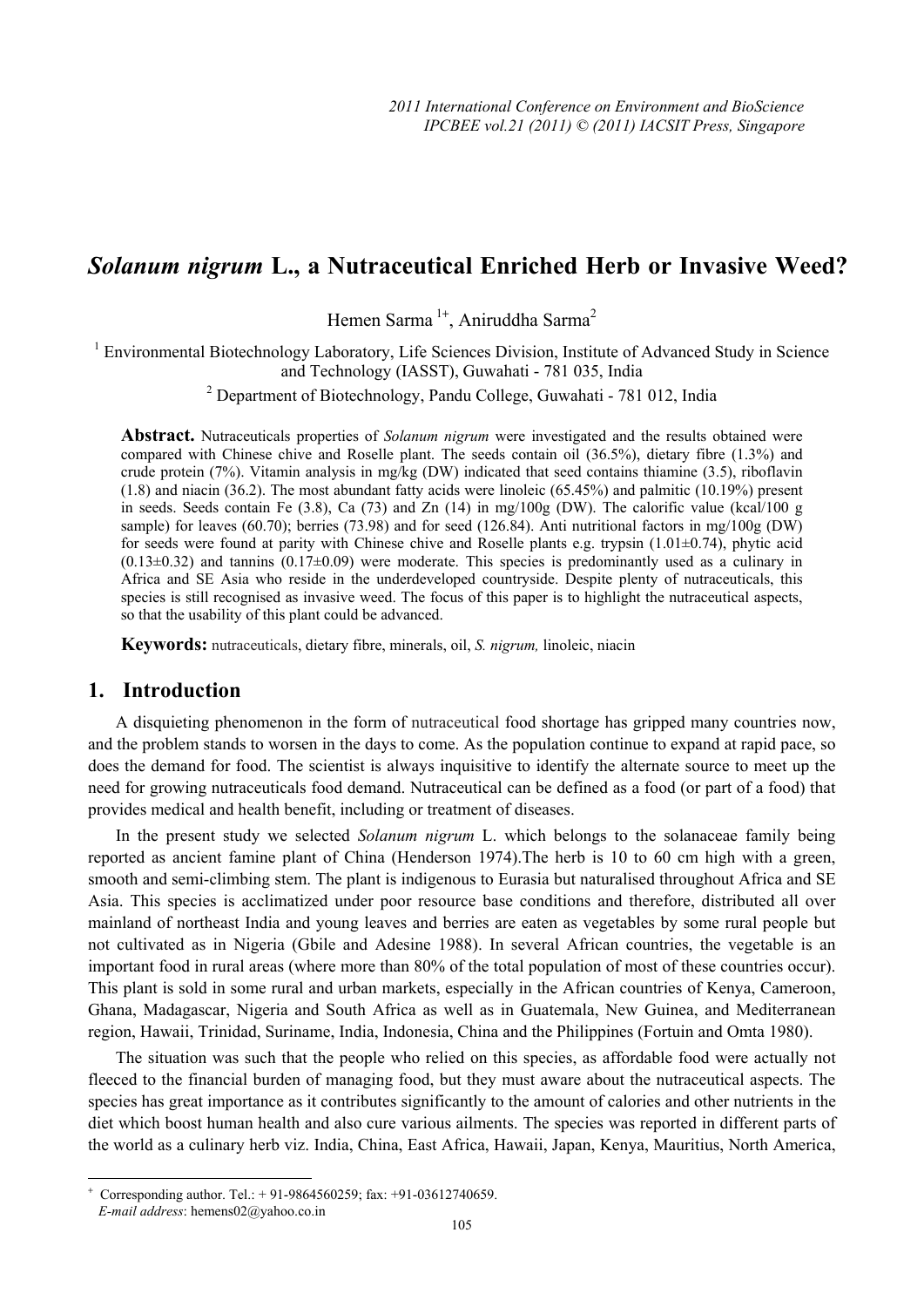# *Solanum nigrum* L., a Nutraceutical Enriched Herb or Invasive Weed?

Hemen Sarma [1+], Aniruddha Sarma [2]

[1] Environmental Biotechnology Laboratory, Life Sciences Division, Institute of Advanced Study in Science and Technology (IASST), Guwahati - 781 035, India

[2] Department of Biotechnology, Pandu College, Guwahati - 781 012, India

**Abstract.** Nutraceuticals properties of *Solanum nigrum* were investigated and the results obtained were compared with Chinese chive and Roselle plant. The seeds contain oil (36.5%), dietary fibre (1.3%) and crude protein (7%). Vitamin analysis in mg/kg (DW) indicated that seed contains thiamine (3.5), riboflavin (1.8) and niacin (36.2). The most abundant fatty acids were linoleic (65.45%) and palmitic (10.19%) present in seeds. Seeds contain Fe (3.8), Ca (73) and Zn (14) in mg/100g (DW). The calorific value (kcal/100 g sample) for leaves (60.70); berries (73.98) and for seed (126.84). Anti nutritional factors in mg/100g (DW) for seeds were found at parity with Chinese chive and Roselle plants e.g. trypsin (1.01±0.74), phytic acid (0.13±0.32) and tannins (0.17±0.09) were moderate. This species is predominantly used as a culinary in Africa and SE Asia who reside in the underdeveloped countryside. Despite plenty of nutraceuticals, this species is still recognised as invasive weed. The focus of this paper is to highlight the nutraceutical aspects, so that the usability of this plant could be advanced.

**Keywords:** nutraceuticals, dietary fibre, minerals, oil, *S. nigrum,* linoleic, niacin

## 1. Introduction

A disquieting phenomenon in the form of nutraceutical food shortage has gripped many countries now, and the problem stands to worsen in the days to come. As the population continue to expand at rapid pace, so does the demand for food. The scientist is always inquisitive to identify the alternate source to meet up the need for growing nutraceuticals food demand. Nutraceutical can be defined as a food (or part of a food) that provides medical and health benefit, including or treatment of diseases.

In the present study we selected *Solanum nigrum* L. which belongs to the solanaceae family being reported as ancient famine plant of China (Henderson 1974).The herb is 10 to 60 cm high with a green, smooth and semi-climbing stem. The plant is indigenous to Eurasia but naturalised throughout Africa and SE Asia. This species is acclimatized under poor resource base conditions and therefore, distributed all over mainland of northeast India and young leaves and berries are eaten as vegetables by some rural people but not cultivated as in Nigeria (Gbile and Adesine 1988). In several African countries, the vegetable is an important food in rural areas (where more than 80% of the total population of most of these countries occur). This plant is sold in some rural and urban markets, especially in the African countries of Kenya, Cameroon, Ghana, Madagascar, Nigeria and South Africa as well as in Guatemala, New Guinea, and Mediterranean region, Hawaii, Trinidad, Suriname, India, Indonesia, China and the Philippines (Fortuin and Omta 1980).

The situation was such that the people who relied on this species, as affordable food were actually not fleeced to the financial burden of managing food, but they must aware about the nutraceutical aspects. The species has great importance as it contributes significantly to the amount of calories and other nutrients in the diet which boost human health and also cure various ailments. The species was reported in different parts of the world as a culinary herb viz. India, China, East Africa, Hawaii, Japan, Kenya, Mauritius, North America,

+ Corresponding author. Tel.: + 91-9864560259; fax: +91-03612740659.
*E-mail address*: hemens02@yahoo.co.in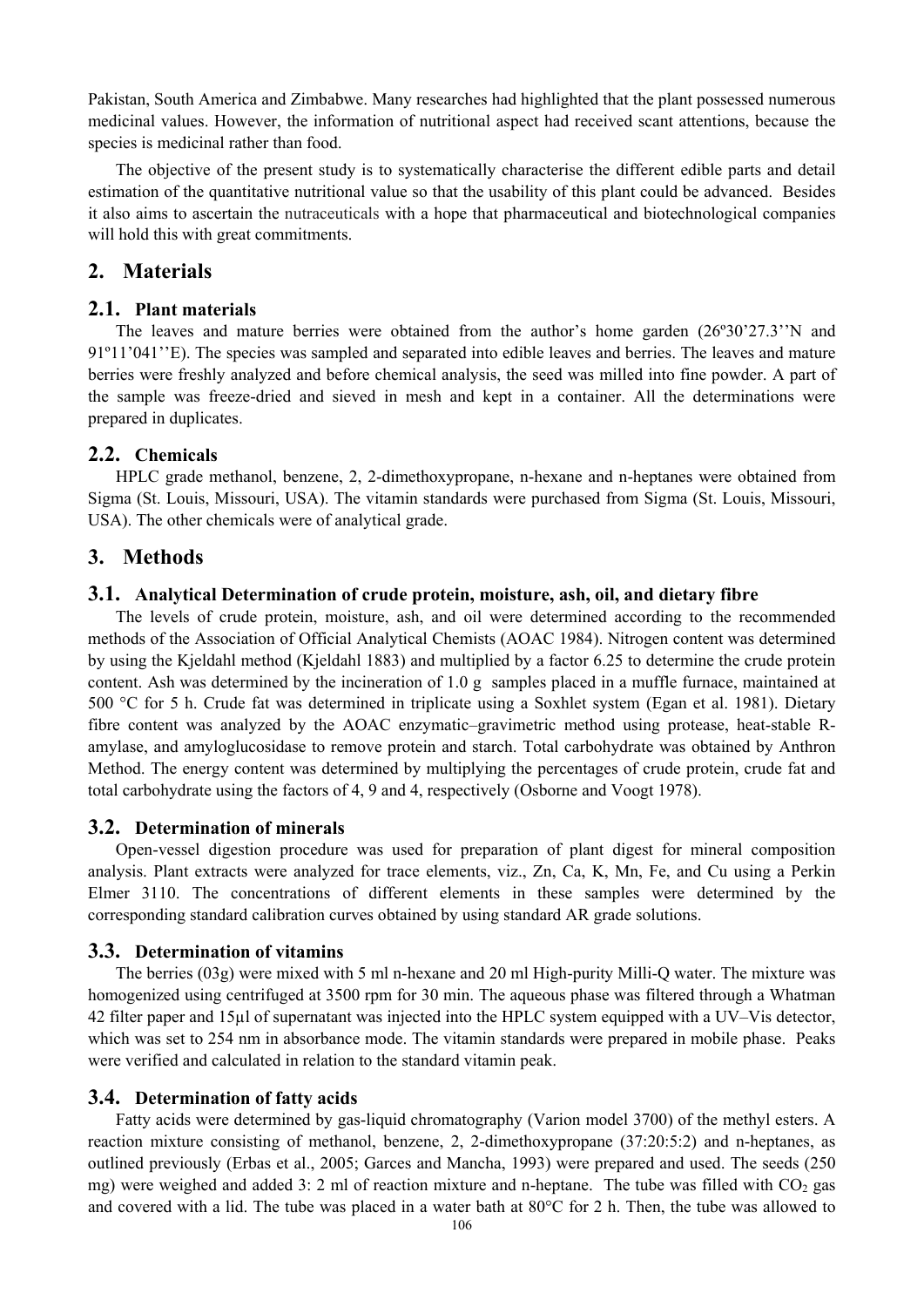Pakistan, South America and Zimbabwe. Many researches had highlighted that the plant possessed numerous medicinal values. However, the information of nutritional aspect had received scant attentions, because the species is medicinal rather than food.

The objective of the present study is to systematically characterise the different edible parts and detail estimation of the quantitative nutritional value so that the usability of this plant could be advanced. Besides it also aims to ascertain the nutraceuticals with a hope that pharmaceutical and biotechnological companies will hold this with great commitments.

## 2. Materials

### 2.1. Plant materials

The leaves and mature berries were obtained from the author's home garden (26º30'27.3''N and 91º11'041''E). The species was sampled and separated into edible leaves and berries. The leaves and mature berries were freshly analyzed and before chemical analysis, the seed was milled into fine powder. A part of the sample was freeze-dried and sieved in mesh and kept in a container. All the determinations were prepared in duplicates.

### 2.2. Chemicals

HPLC grade methanol, benzene, 2, 2-dimethoxypropane, n-hexane and n-heptanes were obtained from Sigma (St. Louis, Missouri, USA). The vitamin standards were purchased from Sigma (St. Louis, Missouri, USA). The other chemicals were of analytical grade.

## 3. Methods

### 3.1. Analytical Determination of crude protein, moisture, ash, oil, and dietary fibre

The levels of crude protein, moisture, ash, and oil were determined according to the recommended methods of the Association of Official Analytical Chemists (AOAC 1984). Nitrogen content was determined by using the Kjeldahl method (Kjeldahl 1883) and multiplied by a factor 6.25 to determine the crude protein content. Ash was determined by the incineration of 1.0 g samples placed in a muffle furnace, maintained at 500 °C for 5 h. Crude fat was determined in triplicate using a Soxhlet system (Egan et al. 1981). Dietary fibre content was analyzed by the AOAC enzymatic–gravimetric method using protease, heat-stable R-amylase, and amyloglucosidase to remove protein and starch. Total carbohydrate was obtained by Anthron Method. The energy content was determined by multiplying the percentages of crude protein, crude fat and total carbohydrate using the factors of 4, 9 and 4, respectively (Osborne and Voogt 1978).

### 3.2. Determination of minerals

Open-vessel digestion procedure was used for preparation of plant digest for mineral composition analysis. Plant extracts were analyzed for trace elements, viz., Zn, Ca, K, Mn, Fe, and Cu using a Perkin Elmer 3110. The concentrations of different elements in these samples were determined by the corresponding standard calibration curves obtained by using standard AR grade solutions.

### 3.3. Determination of vitamins

The berries (03g) were mixed with 5 ml n-hexane and 20 ml High-purity Milli-Q water. The mixture was homogenized using centrifuged at 3500 rpm for 30 min. The aqueous phase was filtered through a Whatman 42 filter paper and 15µl of supernatant was injected into the HPLC system equipped with a UV–Vis detector, which was set to 254 nm in absorbance mode. The vitamin standards were prepared in mobile phase. Peaks were verified and calculated in relation to the standard vitamin peak.

### 3.4. Determination of fatty acids

Fatty acids were determined by gas-liquid chromatography (Varion model 3700) of the methyl esters. A reaction mixture consisting of methanol, benzene, 2, 2-dimethoxypropane (37:20:5:2) and n-heptanes, as outlined previously (Erbas et al., 2005; Garces and Mancha, 1993) were prepared and used. The seeds (250 mg) were weighed and added 3: 2 ml of reaction mixture and n-heptane. The tube was filled with $CO_2$ gas and covered with a lid. The tube was placed in a water bath at 80°C for 2 h. Then, the tube was allowed to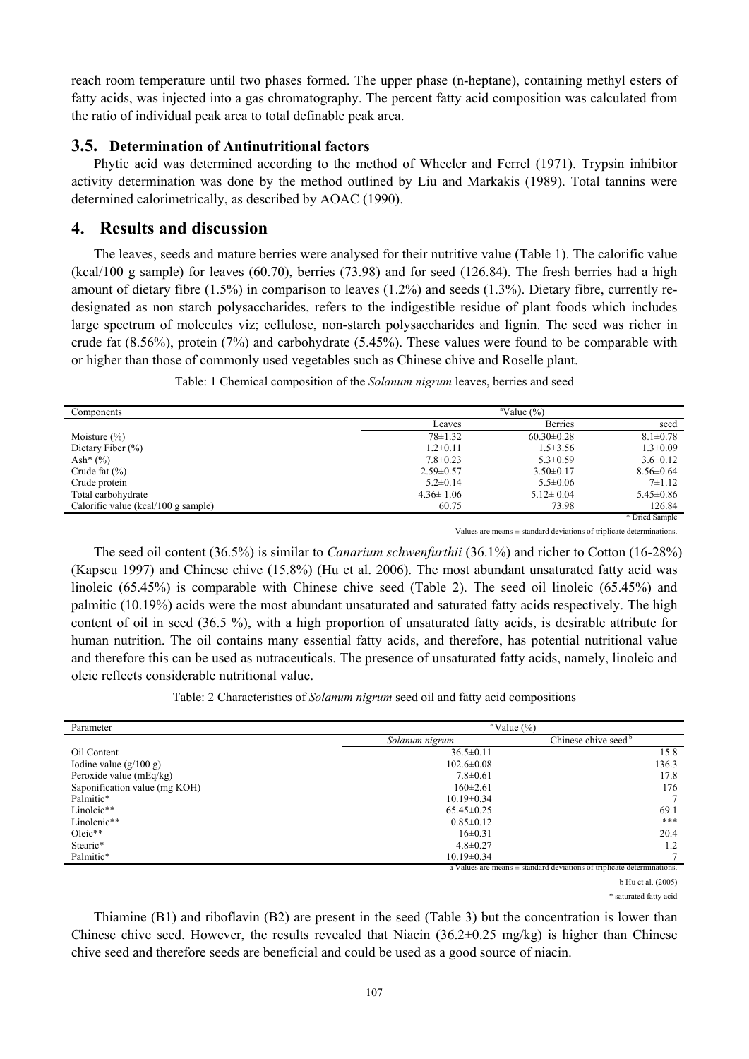reach room temperature until two phases formed. The upper phase (n-heptane), containing methyl esters of fatty acids, was injected into a gas chromatography. The percent fatty acid composition was calculated from the ratio of individual peak area to total definable peak area.

### 3.5. Determination of Antinutritional factors

Phytic acid was determined according to the method of Wheeler and Ferrel (1971). Trypsin inhibitor activity determination was done by the method outlined by Liu and Markakis (1989). Total tannins were determined calorimetrically, as described by AOAC (1990).

## 4. Results and discussion

The leaves, seeds and mature berries were analysed for their nutritive value (Table 1). The calorific value (kcal/100 g sample) for leaves (60.70), berries (73.98) and for seed (126.84). The fresh berries had a high amount of dietary fibre (1.5%) in comparison to leaves (1.2%) and seeds (1.3%). Dietary fibre, currently re-designated as non starch polysaccharides, refers to the indigestible residue of plant foods which includes large spectrum of molecules viz; cellulose, non-starch polysaccharides and lignin. The seed was richer in crude fat (8.56%), protein (7%) and carbohydrate (5.45%). These values were found to be comparable with or higher than those of commonly used vegetables such as Chinese chive and Roselle plant.

Table: 1 Chemical composition of the *Solanum nigrum* leaves, berries and seed

| Components | [a]Value (%) | | |
|---|---|---|---|
| | Leaves | Berries | seed |
| Moisture (%) | 78±1.32 | 60.30±0.28 | 8.1±0.78 |
| Dietary Fiber (%) | 1.2±0.11 | 1.5±3.56 | 1.3±0.09 |
| Ash* (%) | 7.8±0.23 | 5.3±0.59 | 3.6±0.12 |
| Crude fat (%) | 2.59±0.57 | 3.50±0.17 | 8.56±0.64 |
| Crude protein | 5.2±0.14 | 5.5±0.06 | 7±1.12 |
| Total carbohydrate | 4.36± 1.06 | 5.12± 0.04 | 5.45±0.86 |
| Calorific value (kcal/100 g sample) | 60.75 | 73.98 | 126.84 |

\* Dried Sample

Values are means ± standard deviations of triplicate determinations.

The seed oil content (36.5%) is similar to *Canarium schwenfurthii* (36.1%) and richer to Cotton (16-28%) (Kapseu 1997) and Chinese chive (15.8%) (Hu et al. 2006). The most abundant unsaturated fatty acid was linoleic (65.45%) is comparable with Chinese chive seed (Table 2). The seed oil linoleic (65.45%) and palmitic (10.19%) acids were the most abundant unsaturated and saturated fatty acids respectively. The high content of oil in seed (36.5 %), with a high proportion of unsaturated fatty acids, is desirable attribute for human nutrition. The oil contains many essential fatty acids, and therefore, has potential nutritional value and therefore this can be used as nutraceuticals. The presence of unsaturated fatty acids, namely, linoleic and oleic reflects considerable nutritional value.

Table: 2 Characteristics of *Solanum nigrum* seed oil and fatty acid compositions

| Parameter | [a] Value (%) | |
|---|---|---|
| | *Solanum nigrum* | Chinese chive seed [b] |
| Oil Content | 36.5±0.11 | 15.8 |
| Iodine value (g/100 g) | 102.6±0.08 | 136.3 |
| Peroxide value (mEq/kg) | 7.8±0.61 | 17.8 |
| Saponification value (mg KOH) | 160±2.61 | 176 |
| Palmitic* | 10.19±0.34 | 7 |
| Linoleic** | 65.45±0.25 | 69.1 |
| Linolenic** | 0.85±0.12 | *** |
| Oleic** | 16±0.31 | 20.4 |
| Stearic* | 4.8±0.27 | 1.2 |
| Palmitic* | 10.19±0.34 | 7 |

a Values are means ± standard deviations of triplicate determinations.

b Hu et al. (2005)

\* saturated fatty acid

Thiamine (B1) and riboflavin (B2) are present in the seed (Table 3) but the concentration is lower than Chinese chive seed. However, the results revealed that Niacin (36.2±0.25 mg/kg) is higher than Chinese chive seed and therefore seeds are beneficial and could be used as a good source of niacin.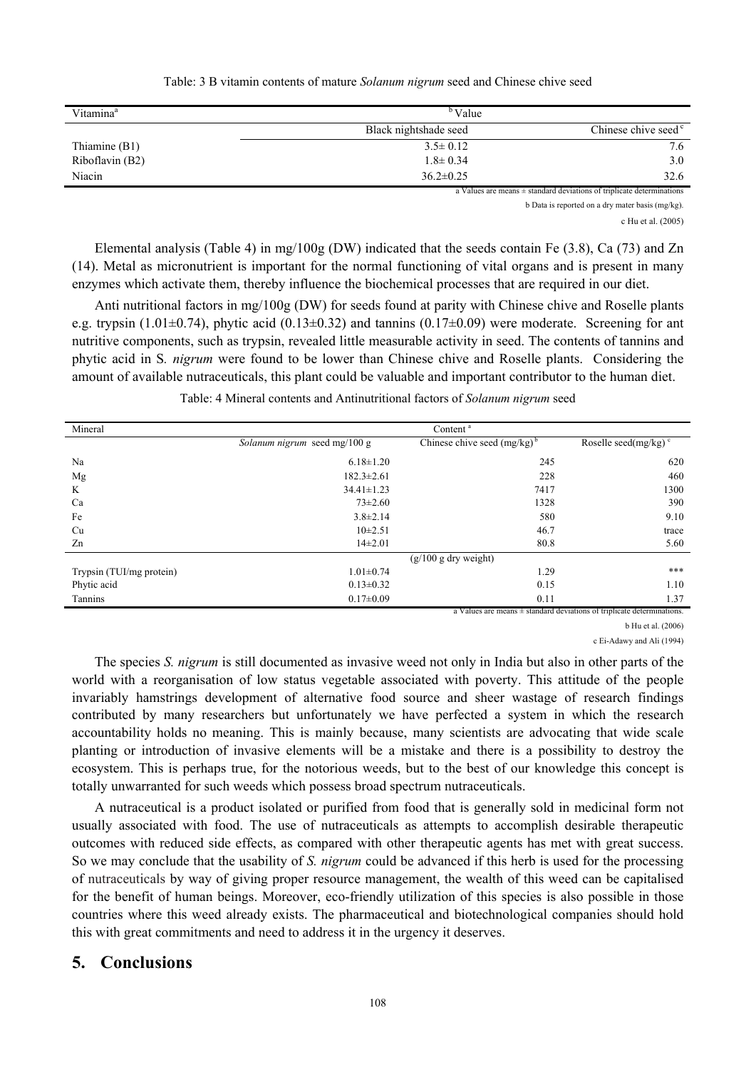Table: 3 B vitamin contents of mature *Solanum nigrum* seed and Chinese chive seed

| Vitamina[a] | [b] Value | |
|---|---|---|
| | Black nightshade seed | Chinese chive seed [c] |
| Thiamine (B1) | 3.5± 0.12 | 7.6 |
| Riboflavin (B2) | 1.8± 0.34 | 3.0 |
| Niacin | 36.2±0.25 | 32.6 |

a Values are means ± standard deviations of triplicate determinations

b Data is reported on a dry mater basis (mg/kg).

c Hu et al. (2005)

Elemental analysis (Table 4) in mg/100g (DW) indicated that the seeds contain Fe (3.8), Ca (73) and Zn (14). Metal as micronutrient is important for the normal functioning of vital organs and is present in many enzymes which activate them, thereby influence the biochemical processes that are required in our diet.

Anti nutritional factors in mg/100g (DW) for seeds found at parity with Chinese chive and Roselle plants e.g. trypsin (1.01±0.74), phytic acid (0.13±0.32) and tannins (0.17±0.09) were moderate. Screening for ant nutritive components, such as trypsin, revealed little measurable activity in seed. The contents of tannins and phytic acid in S*. nigrum* were found to be lower than Chinese chive and Roselle plants. Considering the amount of available nutraceuticals, this plant could be valuable and important contributor to the human diet.

Table: 4 Mineral contents and Antinutritional factors of *Solanum nigrum* seed

| Mineral | Content [a] | | |
|---|---|---|---|
| | *Solanum nigrum* seed mg/100 g | Chinese chive seed (mg/kg) [b] | Roselle seed(mg/kg) [c] |
| Na | 6.18±1.20 | 245 | 620 |
| Mg | 182.3±2.61 | 228 | 460 |
| K | 34.41±1.23 | 7417 | 1300 |
| Ca | 73±2.60 | 1328 | 390 |
| Fe | 3.8±2.14 | 580 | 9.10 |
| Cu | 10±2.51 | 46.7 | trace |
| Zn | 14±2.01 | 80.8 | 5.60 |
| | | (g/100 g dry weight) | |
| Trypsin (TUI/mg protein) | 1.01±0.74 | 1.29 | *** |
| Phytic acid | 0.13±0.32 | 0.15 | 1.10 |
| Tannins | 0.17±0.09 | 0.11 | 1.37 |

a Values are means ± standard deviations of triplicate determinations.

b Hu et al. (2006)

c Ei-Adawy and Ali (1994)

The species *S. nigrum* is still documented as invasive weed not only in India but also in other parts of the world with a reorganisation of low status vegetable associated with poverty. This attitude of the people invariably hamstrings development of alternative food source and sheer wastage of research findings contributed by many researchers but unfortunately we have perfected a system in which the research accountability holds no meaning. This is mainly because, many scientists are advocating that wide scale planting or introduction of invasive elements will be a mistake and there is a possibility to destroy the ecosystem. This is perhaps true, for the notorious weeds, but to the best of our knowledge this concept is totally unwarranted for such weeds which possess broad spectrum nutraceuticals.

A nutraceutical is a product isolated or purified from food that is generally sold in medicinal form not usually associated with food. The use of nutraceuticals as attempts to accomplish desirable therapeutic outcomes with reduced side effects, as compared with other therapeutic agents has met with great success. So we may conclude that the usability of *S. nigrum* could be advanced if this herb is used for the processing of nutraceuticals by way of giving proper resource management, the wealth of this weed can be capitalised for the benefit of human beings. Moreover, eco-friendly utilization of this species is also possible in those countries where this weed already exists. The pharmaceutical and biotechnological companies should hold this with great commitments and need to address it in the urgency it deserves.

## 5. Conclusions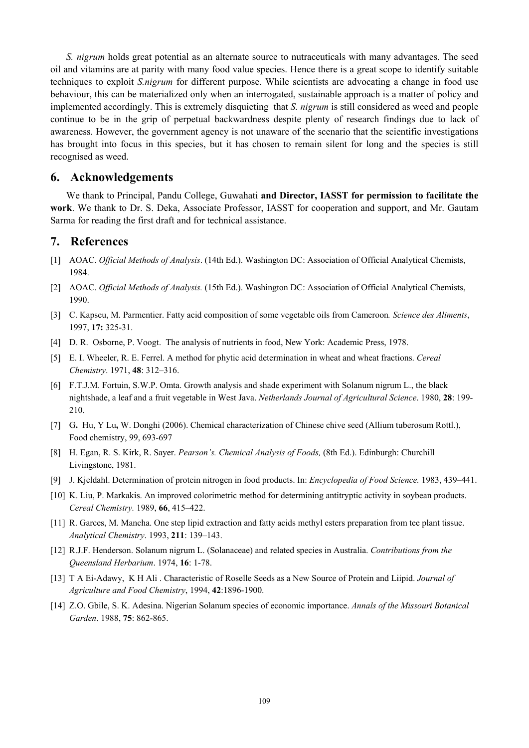*S. nigrum* holds great potential as an alternate source to nutraceuticals with many advantages. The seed oil and vitamins are at parity with many food value species. Hence there is a great scope to identify suitable techniques to exploit *S.nigrum* for different purpose. While scientists are advocating a change in food use behaviour, this can be materialized only when an interrogated, sustainable approach is a matter of policy and implemented accordingly. This is extremely disquieting that *S. nigrum* is still considered as weed and people continue to be in the grip of perpetual backwardness despite plenty of research findings due to lack of awareness. However, the government agency is not unaware of the scenario that the scientific investigations has brought into focus in this species, but it has chosen to remain silent for long and the species is still recognised as weed.

## 6. Acknowledgements

We thank to Principal, Pandu College, Guwahati **and Director, IASST for permission to facilitate the work**. We thank to Dr. S. Deka, Associate Professor, IASST for cooperation and support, and Mr. Gautam Sarma for reading the first draft and for technical assistance.

## 7. References

[1] AOAC. *Official Methods of Analysis*. (14th Ed.). Washington DC: Association of Official Analytical Chemists, 1984.

[2] AOAC. *Official Methods of Analysis.* (15th Ed.). Washington DC: Association of Official Analytical Chemists, 1990.

[3] C. Kapseu, M. Parmentier. Fatty acid composition of some vegetable oils from Cameroon*. Science des Aliments*, 1997, **17:** 325-31.

[4] D. R. Osborne, P. Voogt. The analysis of nutrients in food, New York: Academic Press, 1978.

[5] E. I. Wheeler, R. E. Ferrel. A method for phytic acid determination in wheat and wheat fractions. *Cereal Chemistry*. 1971, **48**: 312–316.

[6] F.T.J.M. Fortuin, S.W.P. Omta. Growth analysis and shade experiment with Solanum nigrum L., the black nightshade, a leaf and a fruit vegetable in West Java. *Netherlands Journal of Agricultural Science*. 1980, **28**: 199-210.

[7] G**.** Hu, Y Lu**,** W. Donghi (2006). Chemical characterization of Chinese chive seed (Allium tuberosum Rottl.), Food chemistry, 99, 693-697

[8] H. Egan, R. S. Kirk, R. Sayer. *Pearson's. Chemical Analysis of Foods,* (8th Ed.). Edinburgh: Churchill Livingstone, 1981.

[9] J. Kjeldahl. Determination of protein nitrogen in food products. In: *Encyclopedia of Food Science.* 1983, 439–441.

[10] K. Liu, P. Markakis. An improved colorimetric method for determining antitryptic activity in soybean products. *Cereal Chemistry.* 1989, **66**, 415–422.

[11] R. Garces, M. Mancha. One step lipid extraction and fatty acids methyl esters preparation from tee plant tissue. *Analytical Chemistry*. 1993, **211**: 139–143.

[12] R.J.F. Henderson. Solanum nigrum L. (Solanaceae) and related species in Australia. *Contributions from the Queensland Herbarium*. 1974, **16**: 1-78.

[13] T A Ei-Adawy, K H Ali . Characteristic of Roselle Seeds as a New Source of Protein and Liipid. *Journal of Agriculture and Food Chemistry*, 1994, **42**:1896-1900.

[14] Z.O. Gbile, S. K. Adesina. Nigerian Solanum species of economic importance. *Annals of the Missouri Botanical Garden*. 1988, **75**: 862-865.